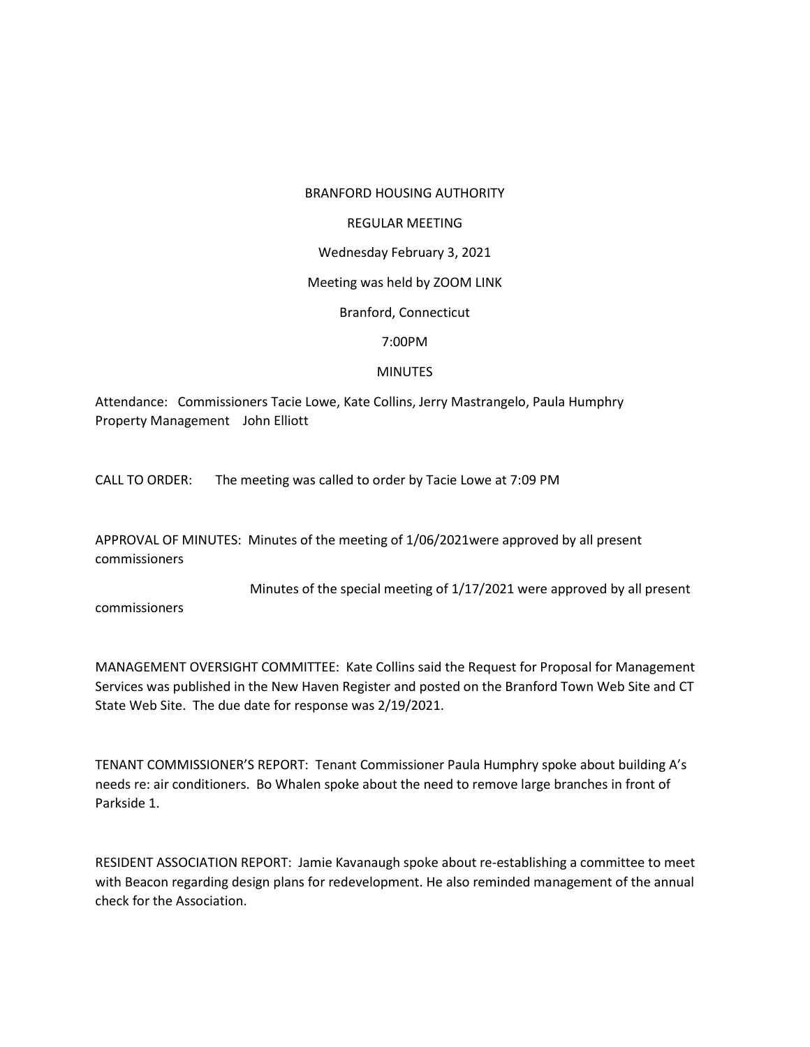BRANFORD HOUSING AUTHORITY

REGULAR MEETING

Wednesday February 3, 2021

Meeting was held by ZOOM LINK

Branford, Connecticut

7:00PM

MINUTES

Attendance: Commissioners Tacie Lowe, Kate Collins, Jerry Mastrangelo, Paula Humphry
Property Management John Elliott

CALL TO ORDER: The meeting was called to order by Tacie Lowe at 7:09 PM

APPROVAL OF MINUTES: Minutes of the meeting of 1/06/2021were approved by all present commissioners

Minutes of the special meeting of 1/17/2021 were approved by all present commissioners

MANAGEMENT OVERSIGHT COMMITTEE: Kate Collins said the Request for Proposal for Management Services was published in the New Haven Register and posted on the Branford Town Web Site and CT State Web Site. The due date for response was 2/19/2021.

TENANT COMMISSIONER'S REPORT: Tenant Commissioner Paula Humphry spoke about building A's needs re: air conditioners. Bo Whalen spoke about the need to remove large branches in front of Parkside 1.

RESIDENT ASSOCIATION REPORT: Jamie Kavanaugh spoke about re-establishing a committee to meet with Beacon regarding design plans for redevelopment. He also reminded management of the annual check for the Association.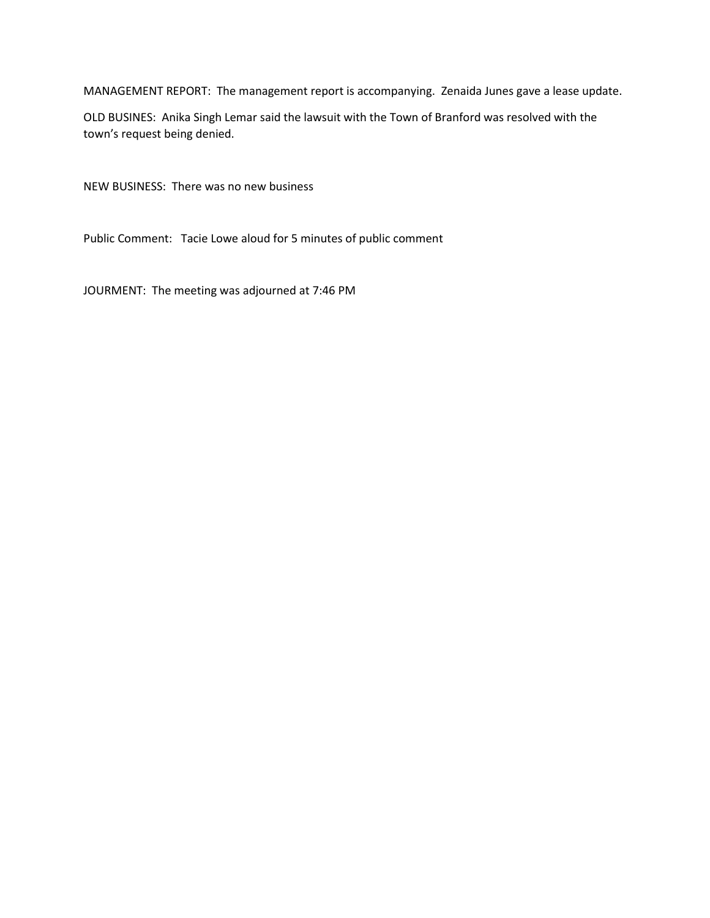MANAGEMENT REPORT: The management report is accompanying. Zenaida Junes gave a lease update.

OLD BUSINES: Anika Singh Lemar said the lawsuit with the Town of Branford was resolved with the town's request being denied.

NEW BUSINESS: There was no new business

Public Comment: Tacie Lowe aloud for 5 minutes of public comment

JOURMENT: The meeting was adjourned at 7:46 PM